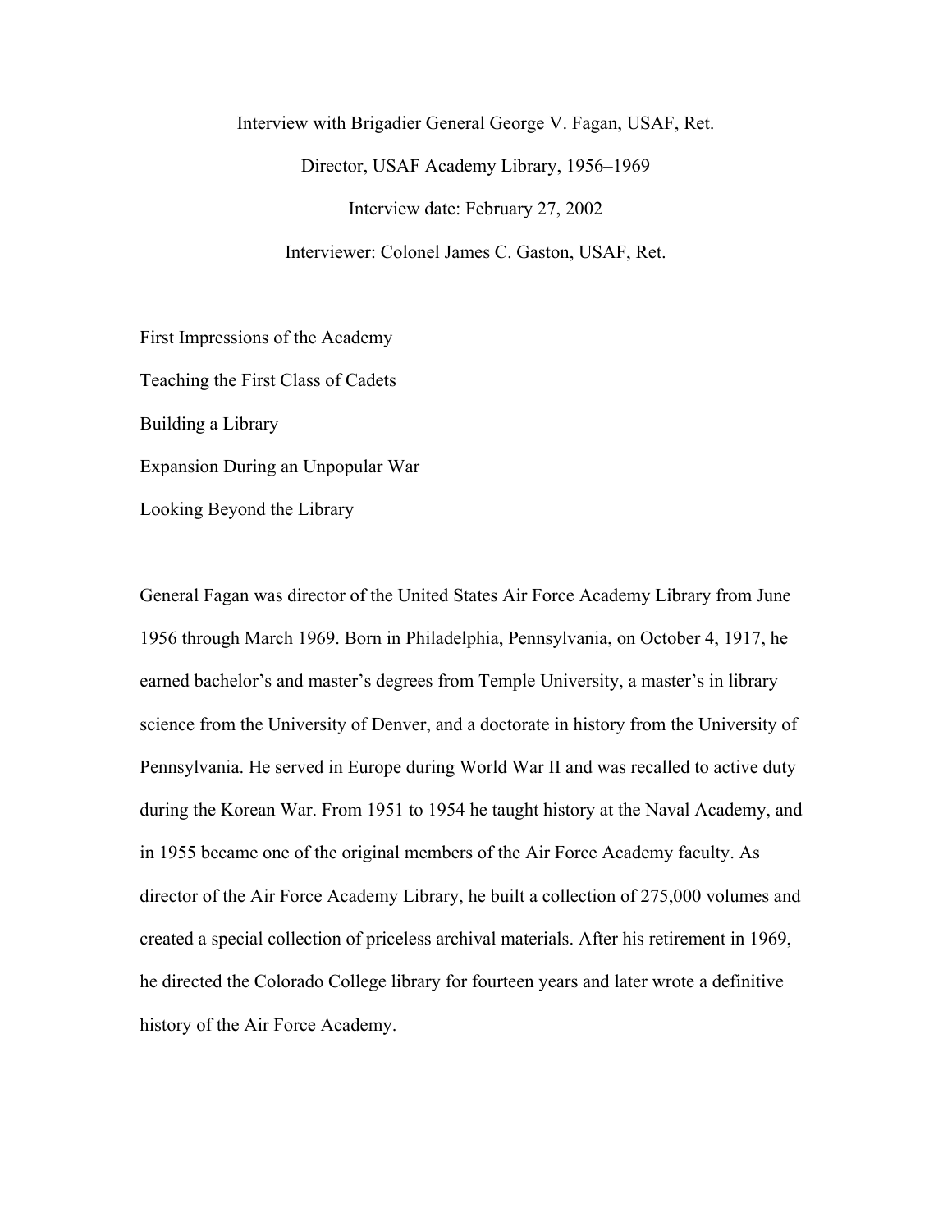# Interview with Brigadier General George V. Fagan, USAF, Ret.

Director, USAF Academy Library, 1956–1969

Interview date: February 27, 2002

Interviewer: Colonel James C. Gaston, USAF, Ret.

First Impressions of the Academy

Teaching the First Class of Cadets

Building a Library

Expansion During an Unpopular War

Looking Beyond the Library

General Fagan was director of the United States Air Force Academy Library from June 1956 through March 1969. Born in Philadelphia, Pennsylvania, on October 4, 1917, he earned bachelor's and master's degrees from Temple University, a master's in library science from the University of Denver, and a doctorate in history from the University of Pennsylvania. He served in Europe during World War II and was recalled to active duty during the Korean War. From 1951 to 1954 he taught history at the Naval Academy, and in 1955 became one of the original members of the Air Force Academy faculty. As director of the Air Force Academy Library, he built a collection of 275,000 volumes and created a special collection of priceless archival materials. After his retirement in 1969, he directed the Colorado College library for fourteen years and later wrote a definitive history of the Air Force Academy.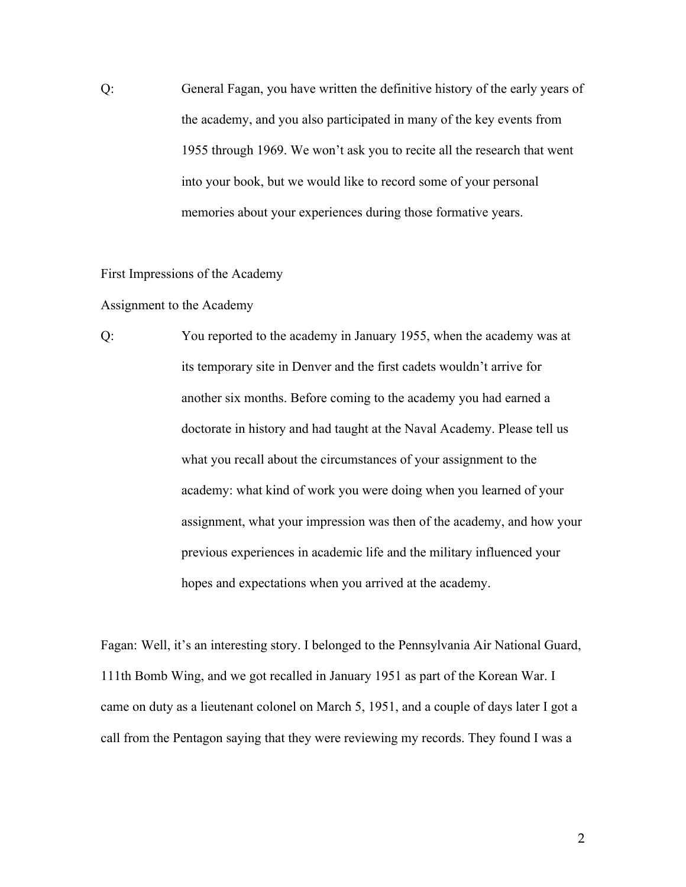Q: General Fagan, you have written the definitive history of the early years of the academy, and you also participated in many of the key events from 1955 through 1969. We won't ask you to recite all the research that went into your book, but we would like to record some of your personal memories about your experiences during those formative years.

## First Impressions of the Academy

### Assignment to the Academy

Q: You reported to the academy in January 1955, when the academy was at its temporary site in Denver and the first cadets wouldn't arrive for another six months. Before coming to the academy you had earned a doctorate in history and had taught at the Naval Academy. Please tell us what you recall about the circumstances of your assignment to the academy: what kind of work you were doing when you learned of your assignment, what your impression was then of the academy, and how your previous experiences in academic life and the military influenced your hopes and expectations when you arrived at the academy.

Fagan: Well, it's an interesting story. I belonged to the Pennsylvania Air National Guard, 111th Bomb Wing, and we got recalled in January 1951 as part of the Korean War. I came on duty as a lieutenant colonel on March 5, 1951, and a couple of days later I got a call from the Pentagon saying that they were reviewing my records. They found I was a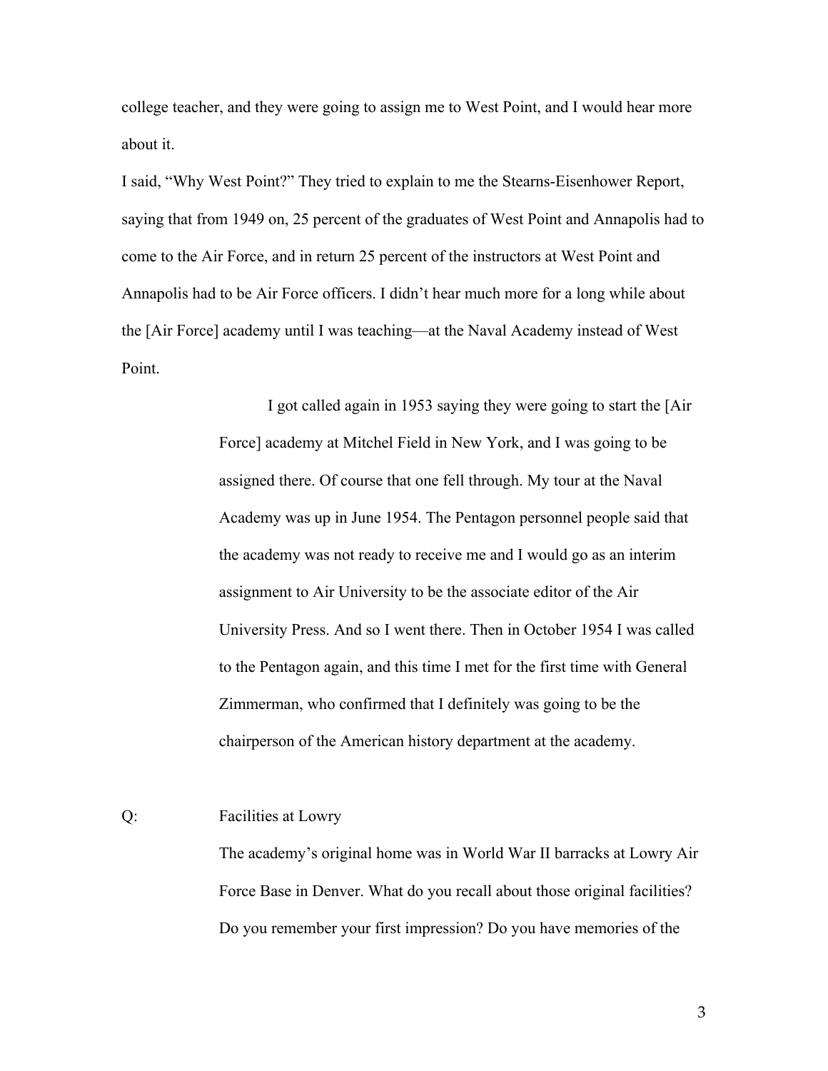college teacher, and they were going to assign me to West Point, and I would hear more about it.

I said, "Why West Point?" They tried to explain to me the Stearns-Eisenhower Report, saying that from 1949 on, 25 percent of the graduates of West Point and Annapolis had to come to the Air Force, and in return 25 percent of the instructors at West Point and Annapolis had to be Air Force officers. I didn't hear much more for a long while about the [Air Force] academy until I was teaching—at the Naval Academy instead of West Point.

I got called again in 1953 saying they were going to start the [Air Force] academy at Mitchel Field in New York, and I was going to be assigned there. Of course that one fell through. My tour at the Naval Academy was up in June 1954. The Pentagon personnel people said that the academy was not ready to receive me and I would go as an interim assignment to Air University to be the associate editor of the Air University Press. And so I went there. Then in October 1954 I was called to the Pentagon again, and this time I met for the first time with General Zimmerman, who confirmed that I definitely was going to be the chairperson of the American history department at the academy.

Q: Facilities at Lowry

The academy's original home was in World War II barracks at Lowry Air Force Base in Denver. What do you recall about those original facilities? Do you remember your first impression? Do you have memories of the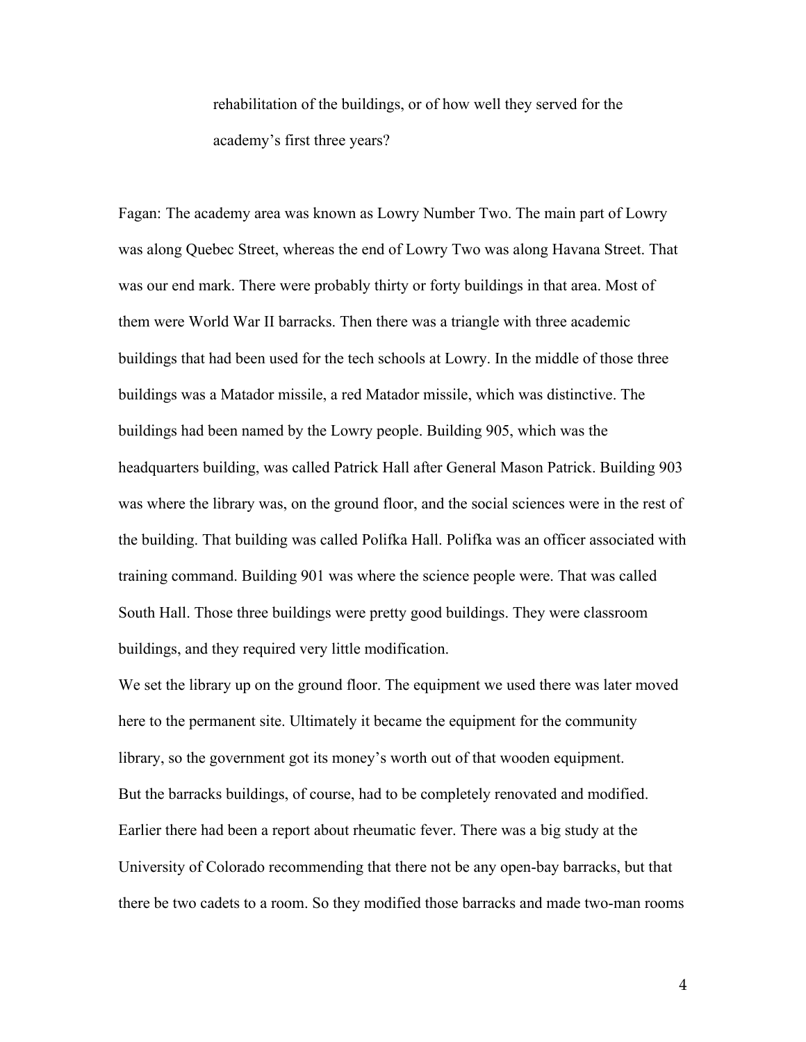rehabilitation of the buildings, or of how well they served for the academy's first three years?

Fagan: The academy area was known as Lowry Number Two. The main part of Lowry was along Quebec Street, whereas the end of Lowry Two was along Havana Street. That was our end mark. There were probably thirty or forty buildings in that area. Most of them were World War II barracks. Then there was a triangle with three academic buildings that had been used for the tech schools at Lowry. In the middle of those three buildings was a Matador missile, a red Matador missile, which was distinctive. The buildings had been named by the Lowry people. Building 905, which was the headquarters building, was called Patrick Hall after General Mason Patrick. Building 903 was where the library was, on the ground floor, and the social sciences were in the rest of the building. That building was called Polifka Hall. Polifka was an officer associated with training command. Building 901 was where the science people were. That was called South Hall. Those three buildings were pretty good buildings. They were classroom buildings, and they required very little modification.

We set the library up on the ground floor. The equipment we used there was later moved here to the permanent site. Ultimately it became the equipment for the community library, so the government got its money's worth out of that wooden equipment.

But the barracks buildings, of course, had to be completely renovated and modified. Earlier there had been a report about rheumatic fever. There was a big study at the University of Colorado recommending that there not be any open-bay barracks, but that there be two cadets to a room. So they modified those barracks and made two-man rooms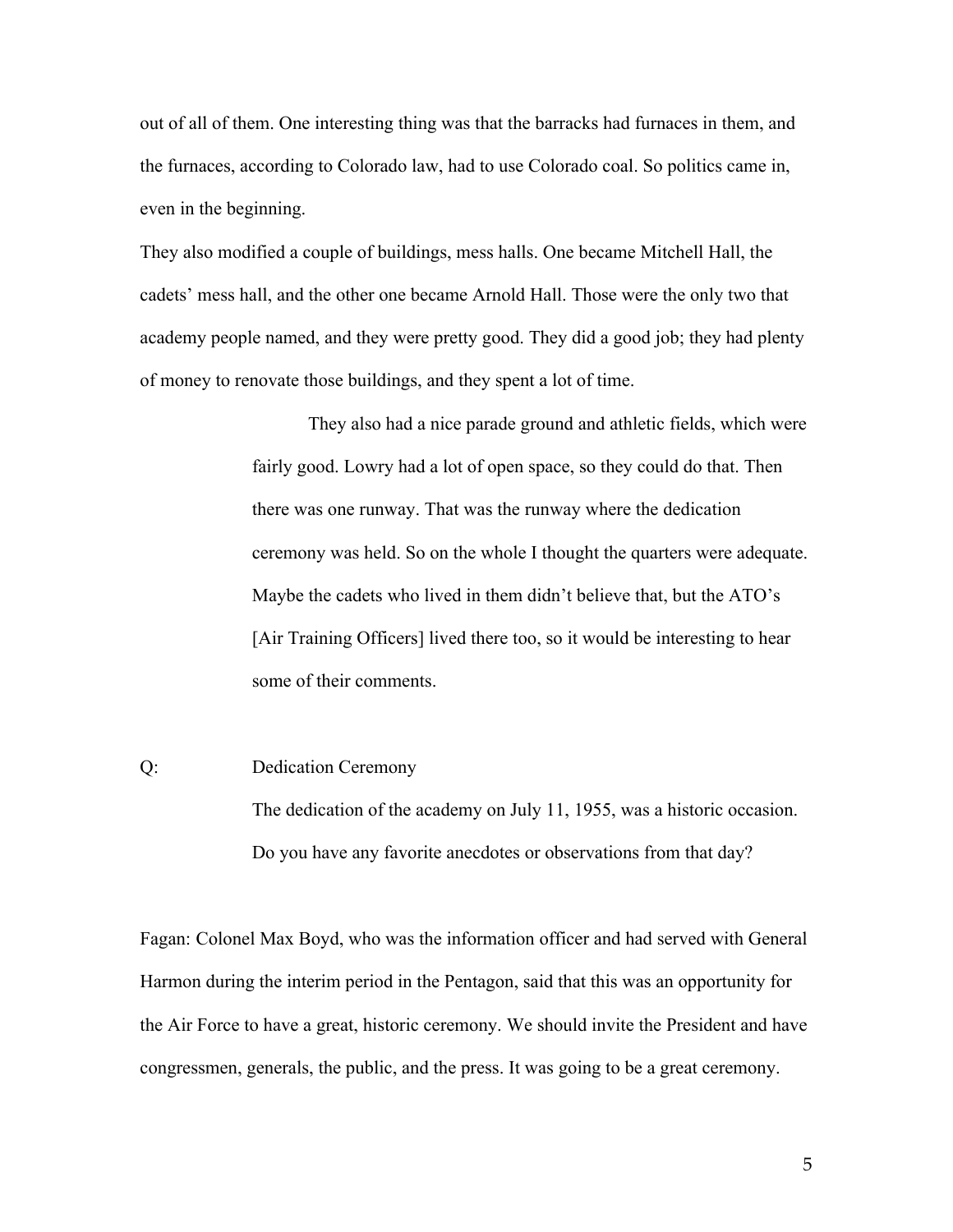out of all of them. One interesting thing was that the barracks had furnaces in them, and the furnaces, according to Colorado law, had to use Colorado coal. So politics came in, even in the beginning.

They also modified a couple of buildings, mess halls. One became Mitchell Hall, the cadets' mess hall, and the other one became Arnold Hall. Those were the only two that academy people named, and they were pretty good. They did a good job; they had plenty of money to renovate those buildings, and they spent a lot of time.

They also had a nice parade ground and athletic fields, which were fairly good. Lowry had a lot of open space, so they could do that. Then there was one runway. That was the runway where the dedication ceremony was held. So on the whole I thought the quarters were adequate. Maybe the cadets who lived in them didn't believe that, but the ATO's [Air Training Officers] lived there too, so it would be interesting to hear some of their comments.

Q: Dedication Ceremony

The dedication of the academy on July 11, 1955, was a historic occasion. Do you have any favorite anecdotes or observations from that day?

Fagan: Colonel Max Boyd, who was the information officer and had served with General Harmon during the interim period in the Pentagon, said that this was an opportunity for the Air Force to have a great, historic ceremony. We should invite the President and have congressmen, generals, the public, and the press. It was going to be a great ceremony.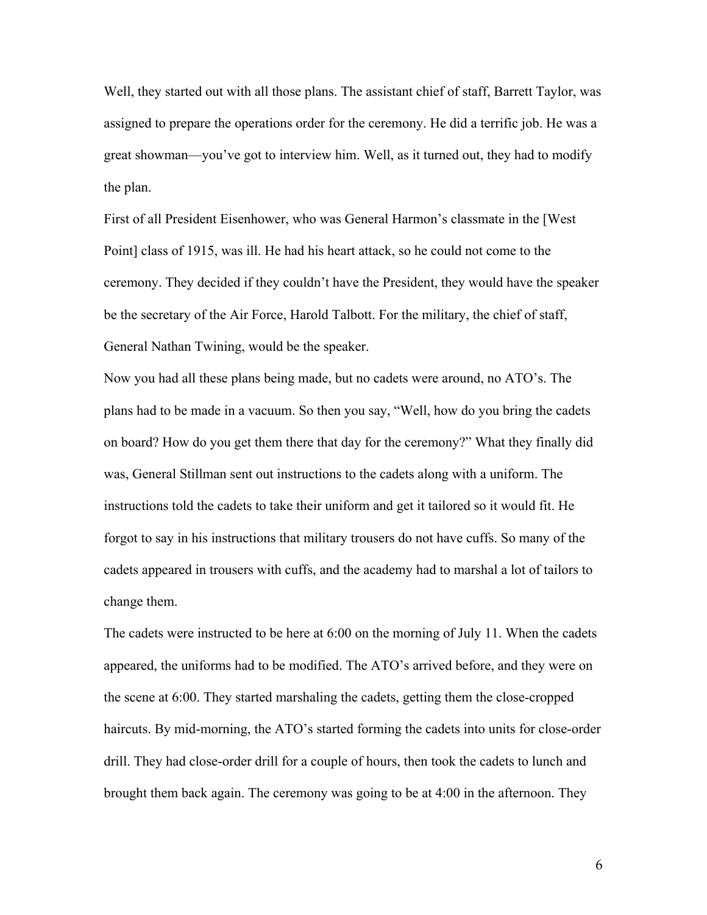Well, they started out with all those plans. The assistant chief of staff, Barrett Taylor, was assigned to prepare the operations order for the ceremony. He did a terrific job. He was a great showman—you've got to interview him. Well, as it turned out, they had to modify the plan.

First of all President Eisenhower, who was General Harmon's classmate in the [West Point] class of 1915, was ill. He had his heart attack, so he could not come to the ceremony. They decided if they couldn't have the President, they would have the speaker be the secretary of the Air Force, Harold Talbott. For the military, the chief of staff, General Nathan Twining, would be the speaker.

Now you had all these plans being made, but no cadets were around, no ATO's. The plans had to be made in a vacuum. So then you say, "Well, how do you bring the cadets on board? How do you get them there that day for the ceremony?" What they finally did was, General Stillman sent out instructions to the cadets along with a uniform. The instructions told the cadets to take their uniform and get it tailored so it would fit. He forgot to say in his instructions that military trousers do not have cuffs. So many of the cadets appeared in trousers with cuffs, and the academy had to marshal a lot of tailors to change them.

The cadets were instructed to be here at 6:00 on the morning of July 11. When the cadets appeared, the uniforms had to be modified. The ATO's arrived before, and they were on the scene at 6:00. They started marshaling the cadets, getting them the close-cropped haircuts. By mid-morning, the ATO's started forming the cadets into units for close-order drill. They had close-order drill for a couple of hours, then took the cadets to lunch and brought them back again. The ceremony was going to be at 4:00 in the afternoon. They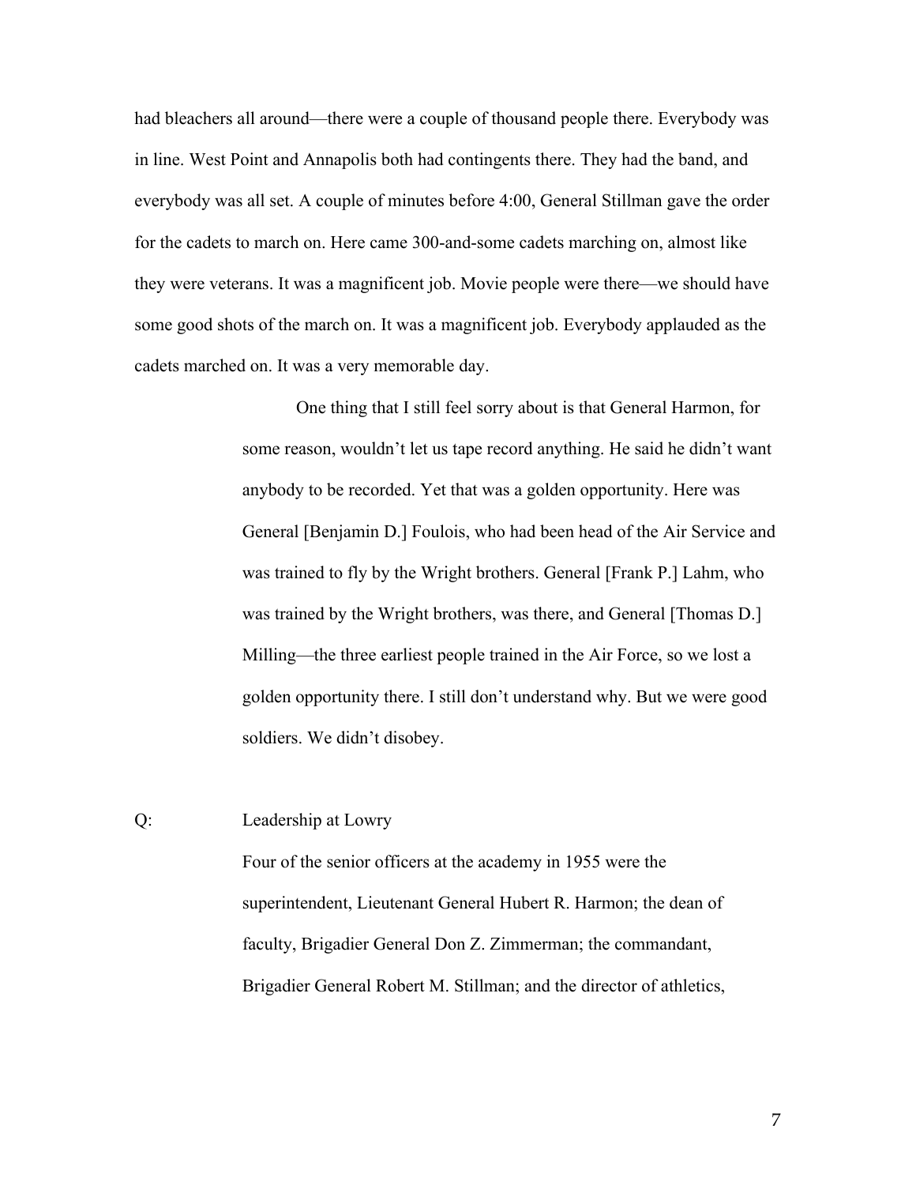had bleachers all around—there were a couple of thousand people there. Everybody was in line. West Point and Annapolis both had contingents there. They had the band, and everybody was all set. A couple of minutes before 4:00, General Stillman gave the order for the cadets to march on. Here came 300-and-some cadets marching on, almost like they were veterans. It was a magnificent job. Movie people were there—we should have some good shots of the march on. It was a magnificent job. Everybody applauded as the cadets marched on. It was a very memorable day.

One thing that I still feel sorry about is that General Harmon, for some reason, wouldn't let us tape record anything. He said he didn't want anybody to be recorded. Yet that was a golden opportunity. Here was General [Benjamin D.] Foulois, who had been head of the Air Service and was trained to fly by the Wright brothers. General [Frank P.] Lahm, who was trained by the Wright brothers, was there, and General [Thomas D.] Milling—the three earliest people trained in the Air Force, so we lost a golden opportunity there. I still don't understand why. But we were good soldiers. We didn't disobey.

Q: Leadership at Lowry

Four of the senior officers at the academy in 1955 were the superintendent, Lieutenant General Hubert R. Harmon; the dean of faculty, Brigadier General Don Z. Zimmerman; the commandant, Brigadier General Robert M. Stillman; and the director of athletics,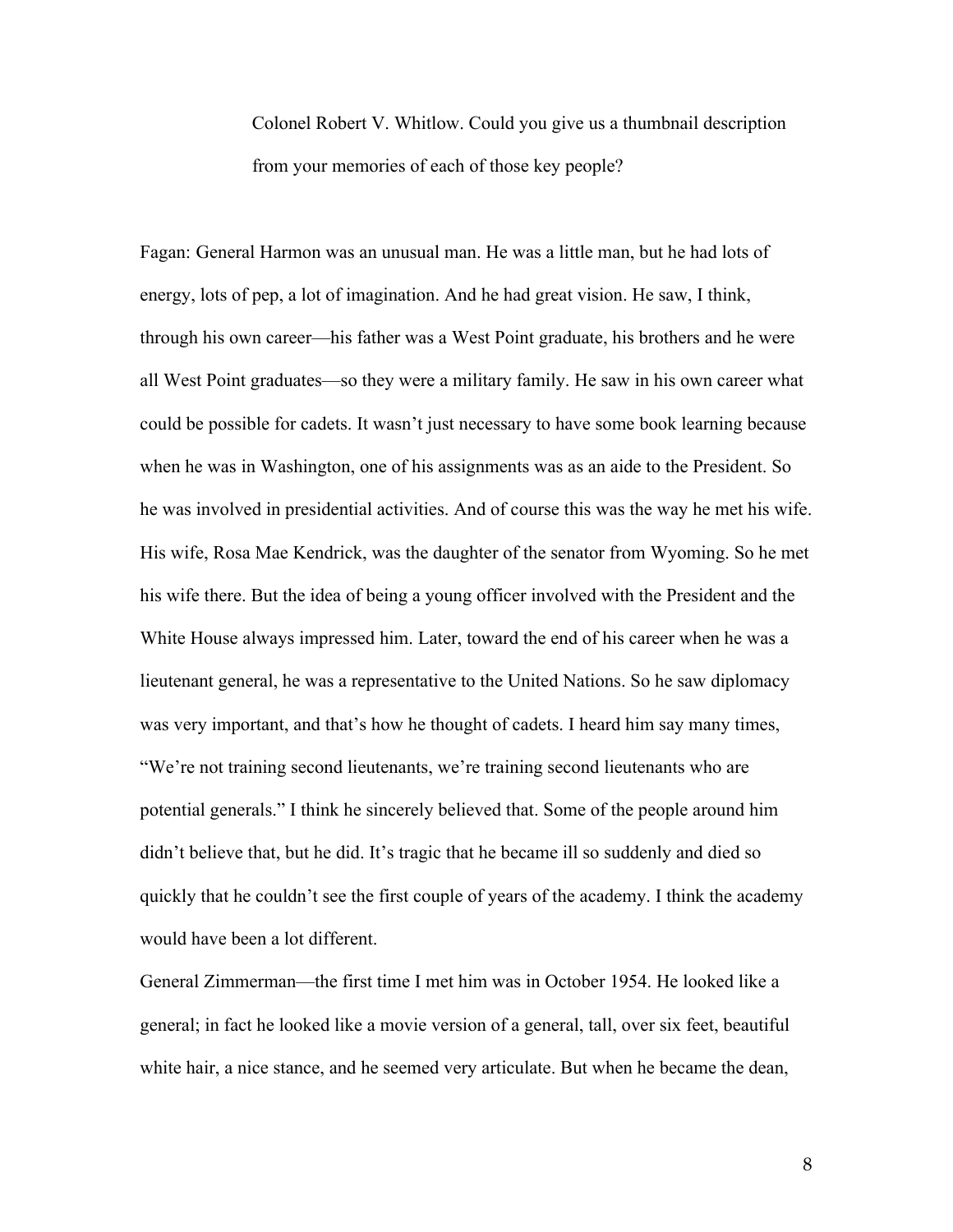Colonel Robert V. Whitlow. Could you give us a thumbnail description from your memories of each of those key people?

Fagan: General Harmon was an unusual man. He was a little man, but he had lots of energy, lots of pep, a lot of imagination. And he had great vision. He saw, I think, through his own career—his father was a West Point graduate, his brothers and he were all West Point graduates—so they were a military family. He saw in his own career what could be possible for cadets. It wasn't just necessary to have some book learning because when he was in Washington, one of his assignments was as an aide to the President. So he was involved in presidential activities. And of course this was the way he met his wife. His wife, Rosa Mae Kendrick, was the daughter of the senator from Wyoming. So he met his wife there. But the idea of being a young officer involved with the President and the White House always impressed him. Later, toward the end of his career when he was a lieutenant general, he was a representative to the United Nations. So he saw diplomacy was very important, and that's how he thought of cadets. I heard him say many times, "We're not training second lieutenants, we're training second lieutenants who are potential generals." I think he sincerely believed that. Some of the people around him didn't believe that, but he did. It's tragic that he became ill so suddenly and died so quickly that he couldn't see the first couple of years of the academy. I think the academy would have been a lot different.

General Zimmerman—the first time I met him was in October 1954. He looked like a general; in fact he looked like a movie version of a general, tall, over six feet, beautiful white hair, a nice stance, and he seemed very articulate. But when he became the dean,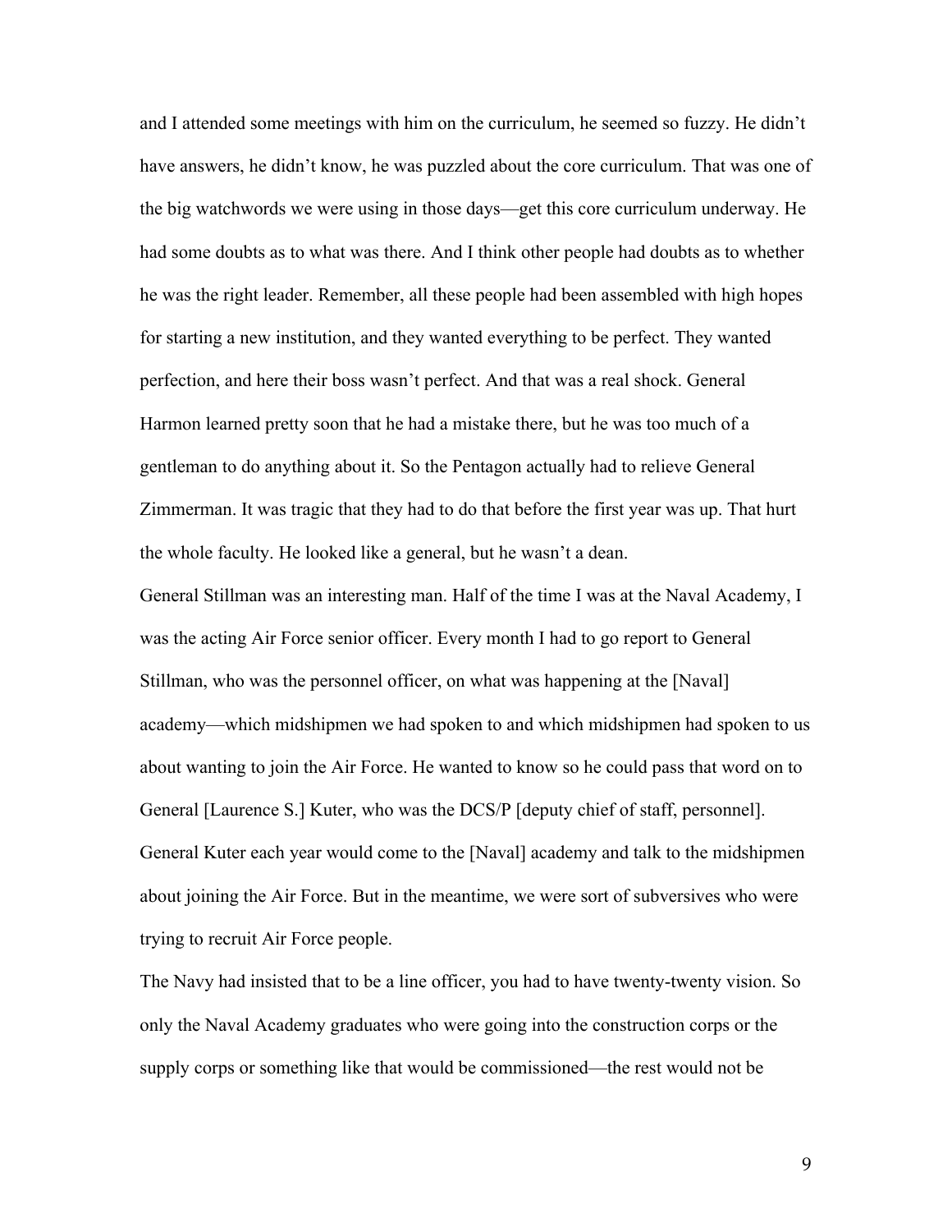and I attended some meetings with him on the curriculum, he seemed so fuzzy. He didn't have answers, he didn't know, he was puzzled about the core curriculum. That was one of the big watchwords we were using in those days—get this core curriculum underway. He had some doubts as to what was there. And I think other people had doubts as to whether he was the right leader. Remember, all these people had been assembled with high hopes for starting a new institution, and they wanted everything to be perfect. They wanted perfection, and here their boss wasn't perfect. And that was a real shock. General Harmon learned pretty soon that he had a mistake there, but he was too much of a gentleman to do anything about it. So the Pentagon actually had to relieve General Zimmerman. It was tragic that they had to do that before the first year was up. That hurt the whole faculty. He looked like a general, but he wasn't a dean.

General Stillman was an interesting man. Half of the time I was at the Naval Academy, I was the acting Air Force senior officer. Every month I had to go report to General Stillman, who was the personnel officer, on what was happening at the [Naval] academy—which midshipmen we had spoken to and which midshipmen had spoken to us about wanting to join the Air Force. He wanted to know so he could pass that word on to General [Laurence S.] Kuter, who was the DCS/P [deputy chief of staff, personnel]. General Kuter each year would come to the [Naval] academy and talk to the midshipmen about joining the Air Force. But in the meantime, we were sort of subversives who were trying to recruit Air Force people.

The Navy had insisted that to be a line officer, you had to have twenty-twenty vision. So only the Naval Academy graduates who were going into the construction corps or the supply corps or something like that would be commissioned—the rest would not be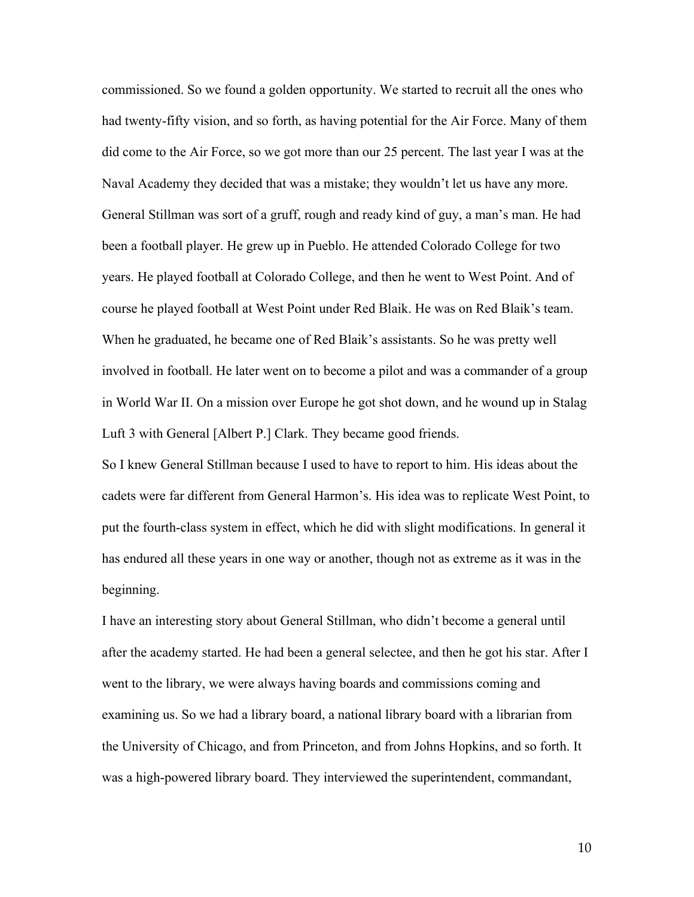commissioned. So we found a golden opportunity. We started to recruit all the ones who had twenty-fifty vision, and so forth, as having potential for the Air Force. Many of them did come to the Air Force, so we got more than our 25 percent. The last year I was at the Naval Academy they decided that was a mistake; they wouldn't let us have any more.

General Stillman was sort of a gruff, rough and ready kind of guy, a man's man. He had been a football player. He grew up in Pueblo. He attended Colorado College for two years. He played football at Colorado College, and then he went to West Point. And of course he played football at West Point under Red Blaik. He was on Red Blaik's team. When he graduated, he became one of Red Blaik's assistants. So he was pretty well involved in football. He later went on to become a pilot and was a commander of a group in World War II. On a mission over Europe he got shot down, and he wound up in Stalag Luft 3 with General [Albert P.] Clark. They became good friends.

So I knew General Stillman because I used to have to report to him. His ideas about the cadets were far different from General Harmon's. His idea was to replicate West Point, to put the fourth-class system in effect, which he did with slight modifications. In general it has endured all these years in one way or another, though not as extreme as it was in the beginning.

I have an interesting story about General Stillman, who didn't become a general until after the academy started. He had been a general selectee, and then he got his star. After I went to the library, we were always having boards and commissions coming and examining us. So we had a library board, a national library board with a librarian from the University of Chicago, and from Princeton, and from Johns Hopkins, and so forth. It was a high-powered library board. They interviewed the superintendent, commandant,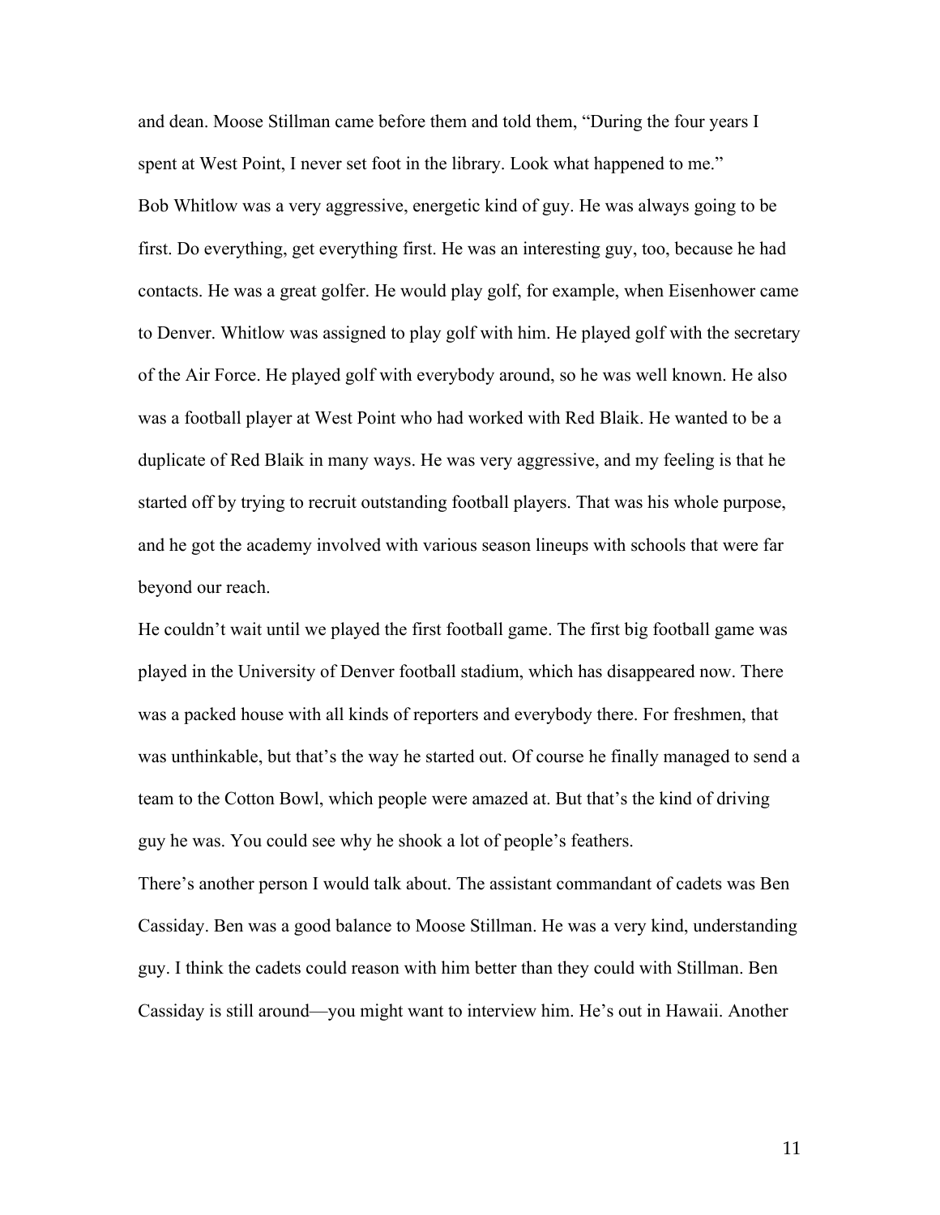and dean. Moose Stillman came before them and told them, "During the four years I spent at West Point, I never set foot in the library. Look what happened to me."

Bob Whitlow was a very aggressive, energetic kind of guy. He was always going to be first. Do everything, get everything first. He was an interesting guy, too, because he had contacts. He was a great golfer. He would play golf, for example, when Eisenhower came to Denver. Whitlow was assigned to play golf with him. He played golf with the secretary of the Air Force. He played golf with everybody around, so he was well known. He also was a football player at West Point who had worked with Red Blaik. He wanted to be a duplicate of Red Blaik in many ways. He was very aggressive, and my feeling is that he started off by trying to recruit outstanding football players. That was his whole purpose, and he got the academy involved with various season lineups with schools that were far beyond our reach.

He couldn't wait until we played the first football game. The first big football game was played in the University of Denver football stadium, which has disappeared now. There was a packed house with all kinds of reporters and everybody there. For freshmen, that was unthinkable, but that's the way he started out. Of course he finally managed to send a team to the Cotton Bowl, which people were amazed at. But that's the kind of driving guy he was. You could see why he shook a lot of people's feathers.

There's another person I would talk about. The assistant commandant of cadets was Ben Cassiday. Ben was a good balance to Moose Stillman. He was a very kind, understanding guy. I think the cadets could reason with him better than they could with Stillman. Ben Cassiday is still around—you might want to interview him. He's out in Hawaii. Another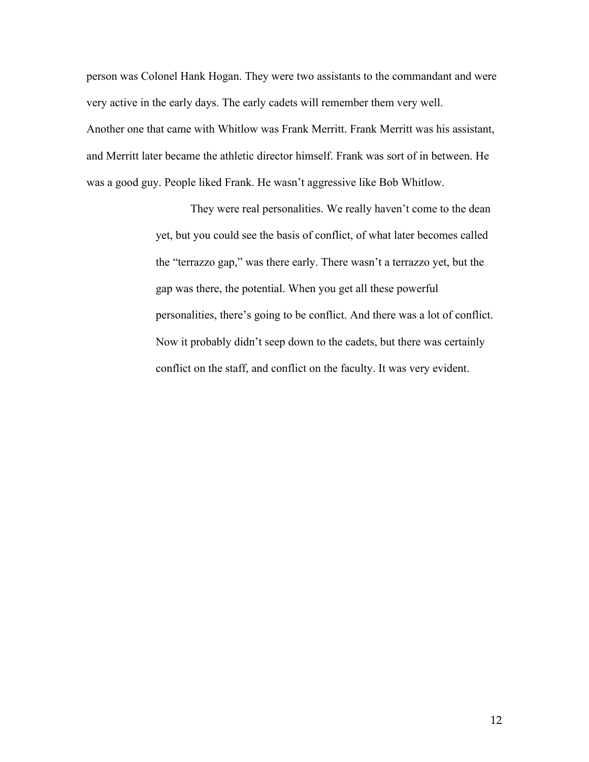person was Colonel Hank Hogan. They were two assistants to the commandant and were very active in the early days. The early cadets will remember them very well.

Another one that came with Whitlow was Frank Merritt. Frank Merritt was his assistant, and Merritt later became the athletic director himself. Frank was sort of in between. He was a good guy. People liked Frank. He wasn't aggressive like Bob Whitlow.

> They were real personalities. We really haven't come to the dean yet, but you could see the basis of conflict, of what later becomes called the "terrazzo gap," was there early. There wasn't a terrazzo yet, but the gap was there, the potential. When you get all these powerful personalities, there's going to be conflict. And there was a lot of conflict. Now it probably didn't seep down to the cadets, but there was certainly conflict on the staff, and conflict on the faculty. It was very evident.